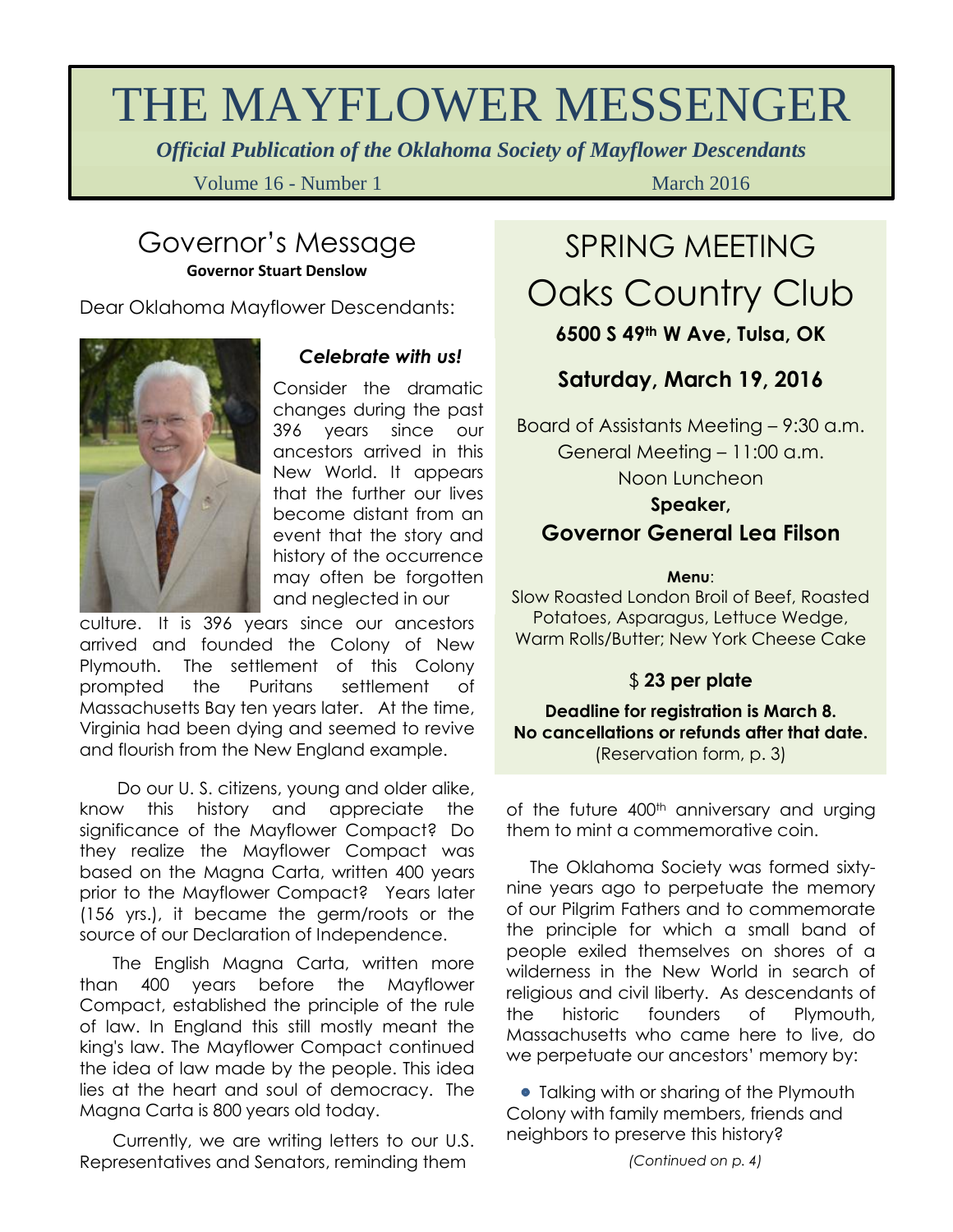# THE MAYFLOWER MESSENGER

***Official Publication of the Oklahoma Society of Mayflower Descendants***

Volume 16 - Number 1 March 2016

## Governor's Message

**Governor Stuart Denslow**

Dear Oklahoma Mayflower Descendants:

***Celebrate with us!***

Consider the dramatic changes during the past 396 years since our ancestors arrived in this New World. It appears that the further our lives become distant from an event that the story and history of the occurrence may often be forgotten and neglected in our culture. It is 396 years since our ancestors arrived and founded the Colony of New Plymouth. The settlement of this Colony prompted the Puritans settlement of Massachusetts Bay ten years later. At the time, Virginia had been dying and seemed to revive and flourish from the New England example.

Do our U. S. citizens, young and older alike, know this history and appreciate the significance of the Mayflower Compact? Do they realize the Mayflower Compact was based on the Magna Carta, written 400 years prior to the Mayflower Compact? Years later (156 yrs.), it became the germ/roots or the source of our Declaration of Independence.

The English Magna Carta, written more than 400 years before the Mayflower Compact, established the principle of the rule of law. In England this still mostly meant the king's law. The Mayflower Compact continued the idea of law made by the people. This idea lies at the heart and soul of democracy. The Magna Carta is 800 years old today.

Currently, we are writing letters to our U.S. Representatives and Senators, reminding them of the future 400th anniversary and urging them to mint a commemorative coin.

The Oklahoma Society was formed sixty-nine years ago to perpetuate the memory of our Pilgrim Fathers and to commemorate the principle for which a small band of people exiled themselves on shores of a wilderness in the New World in search of religious and civil liberty. As descendants of the historic founders of Plymouth, Massachusetts who came here to live, do we perpetuate our ancestors' memory by:

- Talking with or sharing of the Plymouth Colony with family members, friends and neighbors to preserve this history?

*(Continued on p. 4)*

## SPRING MEETING

## Oaks Country Club

**6500 S 49th W Ave, Tulsa, OK**

**Saturday, March 19, 2016**

Board of Assistants Meeting – 9:30 a.m.
General Meeting – 11:00 a.m.
Noon Luncheon

**Speaker,**

**Governor General Lea Filson**

**Menu**:
Slow Roasted London Broil of Beef, Roasted Potatoes, Asparagus, Lettuce Wedge, Warm Rolls/Butter; New York Cheese Cake

$ **23 per plate**

**Deadline for registration is March 8.**
**No cancellations or refunds after that date.**
(Reservation form, p. 3)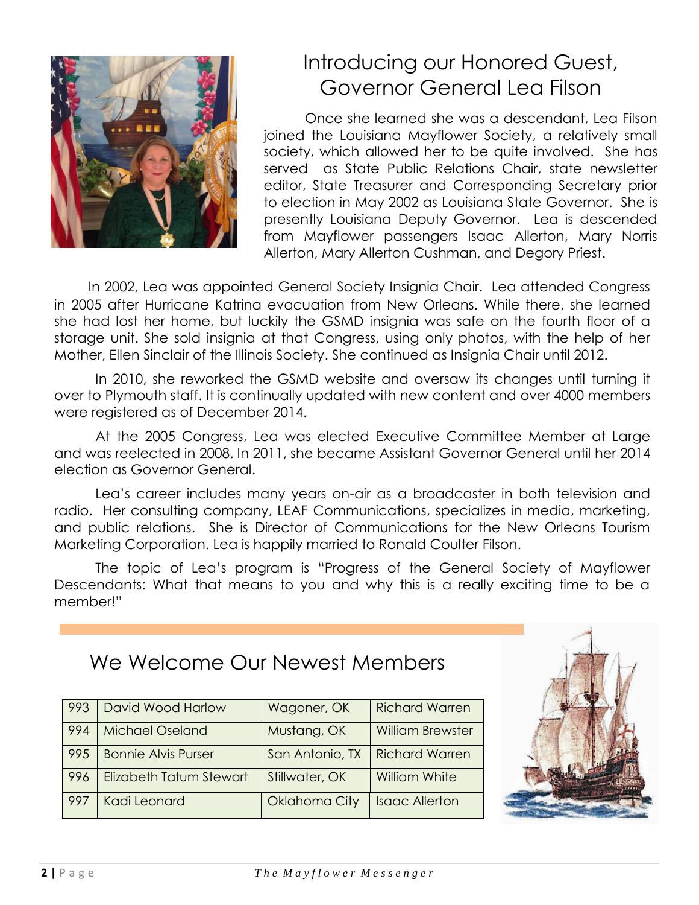# Introducing our Honored Guest, Governor General Lea Filson

Once she learned she was a descendant, Lea Filson joined the Louisiana Mayflower Society, a relatively small society, which allowed her to be quite involved. She has served as State Public Relations Chair, state newsletter editor, State Treasurer and Corresponding Secretary prior to election in May 2002 as Louisiana State Governor. She is presently Louisiana Deputy Governor. Lea is descended from Mayflower passengers Isaac Allerton, Mary Norris Allerton, Mary Allerton Cushman, and Degory Priest.

In 2002, Lea was appointed General Society Insignia Chair. Lea attended Congress in 2005 after Hurricane Katrina evacuation from New Orleans. While there, she learned she had lost her home, but luckily the GSMD insignia was safe on the fourth floor of a storage unit. She sold insignia at that Congress, using only photos, with the help of her Mother, Ellen Sinclair of the Illinois Society. She continued as Insignia Chair until 2012.

In 2010, she reworked the GSMD website and oversaw its changes until turning it over to Plymouth staff. It is continually updated with new content and over 4000 members were registered as of December 2014.

At the 2005 Congress, Lea was elected Executive Committee Member at Large and was reelected in 2008. In 2011, she became Assistant Governor General until her 2014 election as Governor General.

Lea's career includes many years on-air as a broadcaster in both television and radio. Her consulting company, LEAF Communications, specializes in media, marketing, and public relations. She is Director of Communications for the New Orleans Tourism Marketing Corporation. Lea is happily married to Ronald Coulter Filson.

The topic of Lea's program is "Progress of the General Society of Mayflower Descendants: What that means to you and why this is a really exciting time to be a member!"

## We Welcome Our Newest Members

| | | | |
|---|---|---|---|
| 993 | David Wood Harlow | Wagoner, OK | Richard Warren |
| 994 | Michael Oseland | Mustang, OK | William Brewster |
| 995 | Bonnie Alvis Purser | San Antonio, TX | Richard Warren |
| 996 | Elizabeth Tatum Stewart | Stillwater, OK | William White |
| 997 | Kadi Leonard | Oklahoma City | Isaac Allerton |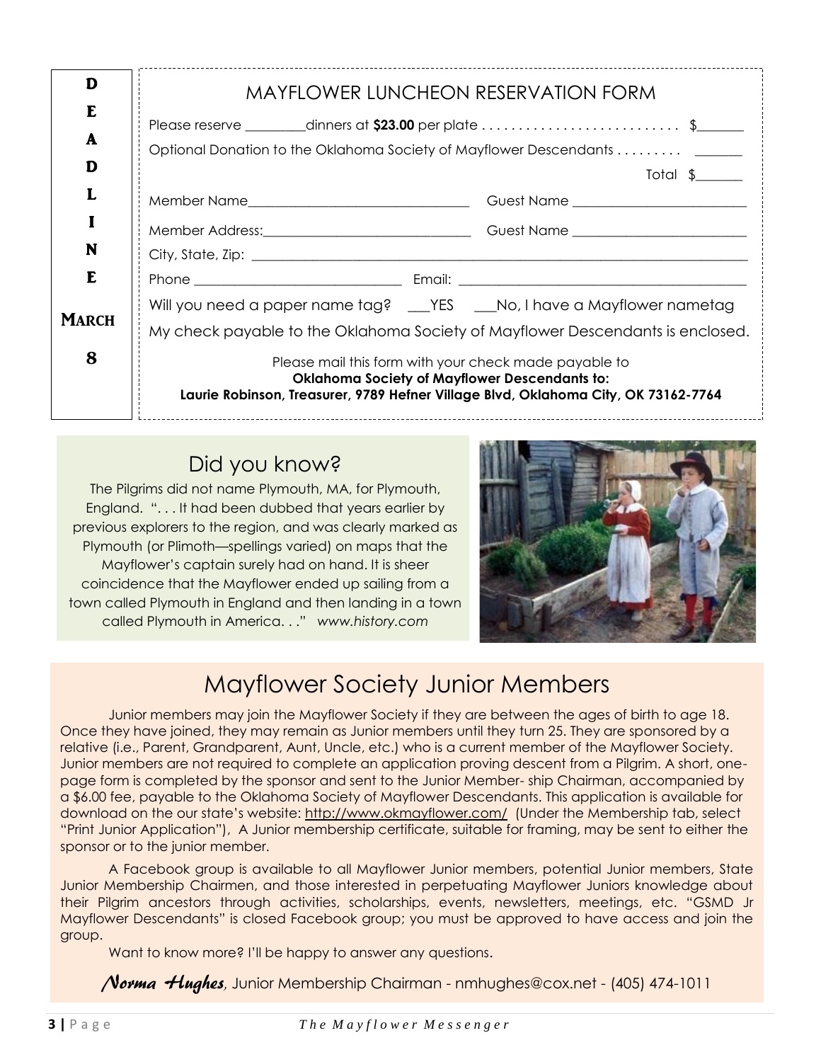**DEADLINE MARCH 8**

## MAYFLOWER LUNCHEON RESERVATION FORM

Please reserve ________dinners at **$23.00** per plate . . . . . . . . . . . . . . . . . . . . . . . . . . . $_______

Optional Donation to the Oklahoma Society of Mayflower Descendants . . . . . . . . . _______

Total $_______

Member Name_______________________________ Guest Name _________________________

Member Address:_____________________________ Guest Name _________________________

City, State, Zip: ___________________________________________________________________

Phone ____________________________ Email: _________________________________________

Will you need a paper name tag? ___YES ___No, I have a Mayflower nametag

My check payable to the Oklahoma Society of Mayflower Descendants is enclosed.

Please mail this form with your check made payable to
**Oklahoma Society of Mayflower Descendants to:**
**Laurie Robinson, Treasurer, 9789 Hefner Village Blvd, Oklahoma City, OK 73162-7764**

## Did you know?

The Pilgrims did not name Plymouth, MA, for Plymouth, England. ". . . It had been dubbed that years earlier by previous explorers to the region, and was clearly marked as Plymouth (or Plimoth—spellings varied) on maps that the Mayflower's captain surely had on hand. It is sheer coincidence that the Mayflower ended up sailing from a town called Plymouth in England and then landing in a town called Plymouth in America. . ." *www.history.com*

# Mayflower Society Junior Members

Junior members may join the Mayflower Society if they are between the ages of birth to age 18. Once they have joined, they may remain as Junior members until they turn 25. They are sponsored by a relative (i.e., Parent, Grandparent, Aunt, Uncle, etc.) who is a current member of the Mayflower Society. Junior members are not required to complete an application proving descent from a Pilgrim. A short, one-page form is completed by the sponsor and sent to the Junior Member- ship Chairman, accompanied by a $6.00 fee, payable to the Oklahoma Society of Mayflower Descendants. This application is available for download on the our state's website: http://www.okmayflower.com/ (Under the Membership tab, select "Print Junior Application"), A Junior membership certificate, suitable for framing, may be sent to either the sponsor or to the junior member.

A Facebook group is available to all Mayflower Junior members, potential Junior members, State Junior Membership Chairmen, and those interested in perpetuating Mayflower Juniors knowledge about their Pilgrim ancestors through activities, scholarships, events, newsletters, meetings, etc. "GSMD Jr Mayflower Descendants" is closed Facebook group; you must be approved to have access and join the group.

Want to know more? I'll be happy to answer any questions.

***Norma Hughes***, Junior Membership Chairman - nmhughes@cox.net - (405) 474-1011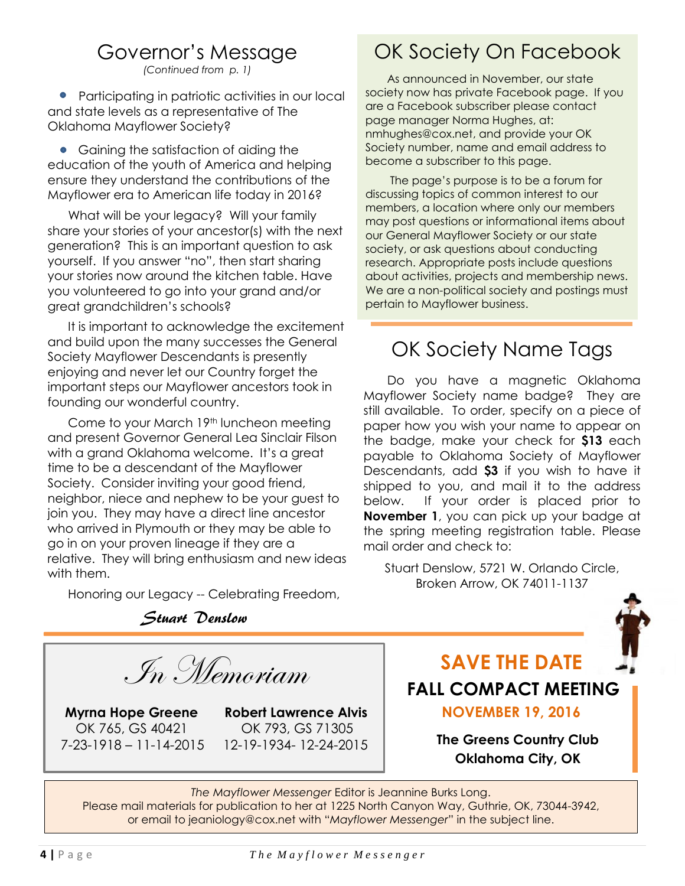## Governor's Message

*(Continued from p. 1)*

- Participating in patriotic activities in our local and state levels as a representative of The Oklahoma Mayflower Society?
- Gaining the satisfaction of aiding the education of the youth of America and helping ensure they understand the contributions of the Mayflower era to American life today in 2016?

What will be your legacy? Will your family share your stories of your ancestor(s) with the next generation? This is an important question to ask yourself. If you answer "no", then start sharing your stories now around the kitchen table. Have you volunteered to go into your grand and/or great grandchildren's schools?

It is important to acknowledge the excitement and build upon the many successes the General Society Mayflower Descendants is presently enjoying and never let our Country forget the important steps our Mayflower ancestors took in founding our wonderful country.

Come to your March 19th luncheon meeting and present Governor General Lea Sinclair Filson with a grand Oklahoma welcome. It's a great time to be a descendant of the Mayflower Society. Consider inviting your good friend, neighbor, niece and nephew to be your guest to join you. They may have a direct line ancestor who arrived in Plymouth or they may be able to go in on your proven lineage if they are a relative. They will bring enthusiasm and new ideas with them.

Honoring our Legacy -- Celebrating Freedom,

*Stuart Denslow*

## OK Society On Facebook

As announced in November, our state society now has private Facebook page. If you are a Facebook subscriber please contact page manager Norma Hughes, at: nmhughes@cox.net, and provide your OK Society number, name and email address to become a subscriber to this page.

The page's purpose is to be a forum for discussing topics of common interest to our members, a location where only our members may post questions or informational items about our General Mayflower Society or our state society, or ask questions about conducting research. Appropriate posts include questions about activities, projects and membership news. We are a non-political society and postings must pertain to Mayflower business.

## OK Society Name Tags

Do you have a magnetic Oklahoma Mayflower Society name badge? They are still available. To order, specify on a piece of paper how you wish your name to appear on the badge, make your check for **$13** each payable to Oklahoma Society of Mayflower Descendants, add **$3** if you wish to have it shipped to you, and mail it to the address below. If your order is placed prior to **November 1**, you can pick up your badge at the spring meeting registration table. Please mail order and check to:

Stuart Denslow, 5721 W. Orlando Circle,
Broken Arrow, OK 74011-1137

## *In Memoriam*

**Myrna Hope Greene**
OK 765, GS 40421
7-23-1918 – 11-14-2015

**Robert Lawrence Alvis**
OK 793, GS 71305
12-19-1934- 12-24-2015

## SAVE THE DATE

**FALL COMPACT MEETING**

**NOVEMBER 19, 2016**

**The Greens Country Club**
**Oklahoma City, OK**

*The Mayflower Messenger* Editor is Jeannine Burks Long.
Please mail materials for publication to her at 1225 North Canyon Way, Guthrie, OK, 73044-3942, or email to jeaniology@cox.net with "*Mayflower Messenger*" in the subject line.